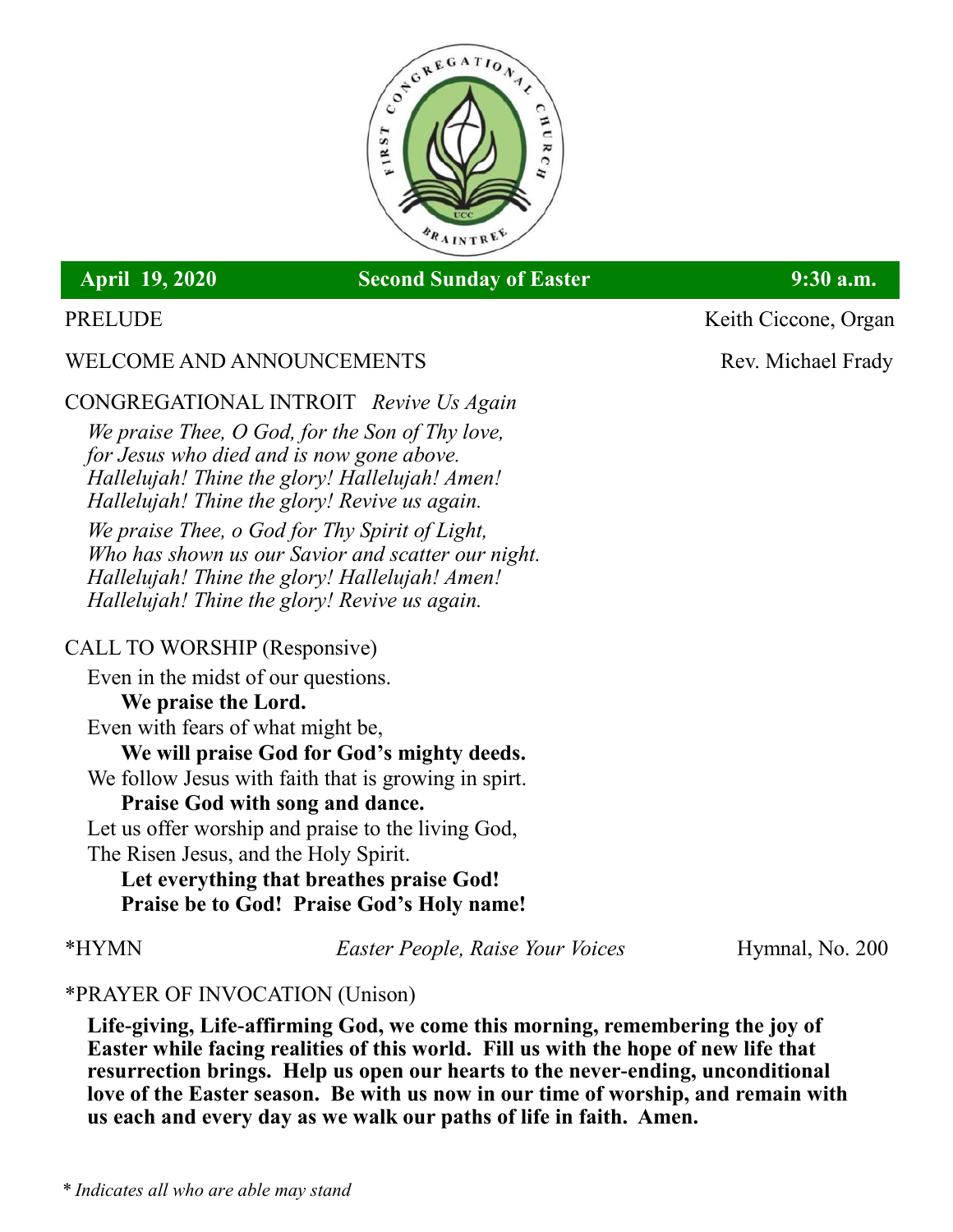**April 19, 2020 — Second Sunday of Easter — 9:30 a.m.**

PRELUDE — Keith Ciccone, Organ

WELCOME AND ANNOUNCEMENTS — Rev. Michael Frady

CONGREGATIONAL INTROIT *Revive Us Again*

*We praise Thee, O God, for the Son of Thy love,*
*for Jesus who died and is now gone above.*
*Hallelujah! Thine the glory! Hallelujah! Amen!*
*Hallelujah! Thine the glory! Revive us again.*

*We praise Thee, o God for Thy Spirit of Light,*
*Who has shown us our Savior and scatter our night.*
*Hallelujah! Thine the glory! Hallelujah! Amen!*
*Hallelujah! Thine the glory! Revive us again.*

CALL TO WORSHIP (Responsive)

Even in the midst of our questions.
**We praise the Lord.**
Even with fears of what might be,
**We will praise God for God's mighty deeds.**
We follow Jesus with faith that is growing in spirt.
**Praise God with song and dance.**
Let us offer worship and praise to the living God,
The Risen Jesus, and the Holy Spirit.
**Let everything that breathes praise God!**
**Praise be to God! Praise God's Holy name!**

*HYMN — *Easter People, Raise Your Voices* — Hymnal, No. 200

*PRAYER OF INVOCATION (Unison)

**Life-giving, Life-affirming God, we come this morning, remembering the joy of Easter while facing realities of this world. Fill us with the hope of new life that resurrection brings. Help us open our hearts to the never-ending, unconditional love of the Easter season. Be with us now in our time of worship, and remain with us each and every day as we walk our paths of life in faith. Amen.**

\* *Indicates all who are able may stand*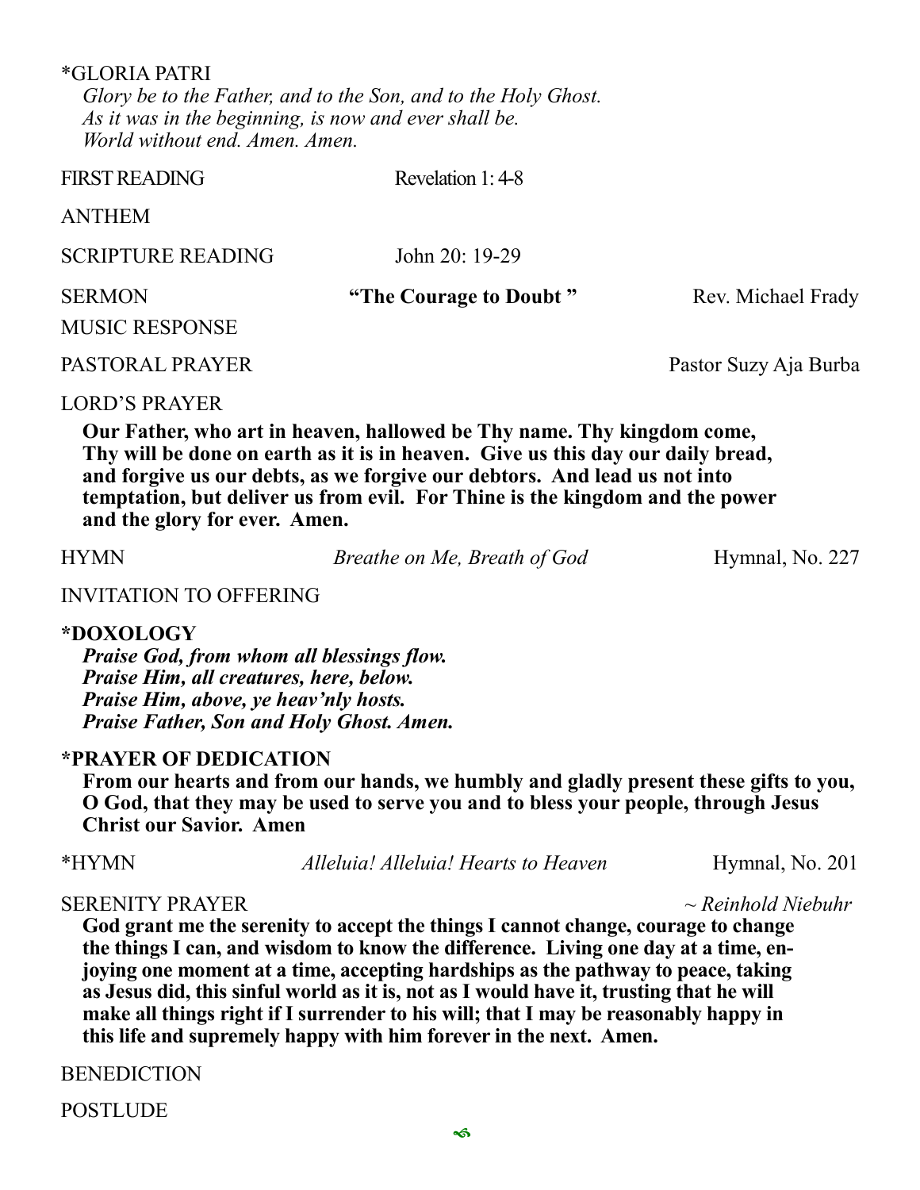*GLORIA PATRI

*Glory be to the Father, and to the Son, and to the Holy Ghost.*
*As it was in the beginning, is now and ever shall be.*
*World without end. Amen. Amen.*

FIRST READING — Revelation 1: 4-8

ANTHEM

SCRIPTURE READING — John 20: 19-29

SERMON — **"The Courage to Doubt "** — Rev. Michael Frady

MUSIC RESPONSE

PASTORAL PRAYER — Pastor Suzy Aja Burba

LORD'S PRAYER

**Our Father, who art in heaven, hallowed be Thy name. Thy kingdom come, Thy will be done on earth as it is in heaven. Give us this day our daily bread, and forgive us our debts, as we forgive our debtors. And lead us not into temptation, but deliver us from evil. For Thine is the kingdom and the power and the glory for ever. Amen.**

HYMN — *Breathe on Me, Breath of God* — Hymnal, No. 227

INVITATION TO OFFERING

**\*DOXOLOGY**

***Praise God, from whom all blessings flow.***
***Praise Him, all creatures, here, below.***
***Praise Him, above, ye heav'nly hosts.***
***Praise Father, Son and Holy Ghost. Amen.***

**\*PRAYER OF DEDICATION**

**From our hearts and from our hands, we humbly and gladly present these gifts to you, O God, that they may be used to serve you and to bless your people, through Jesus Christ our Savior. Amen**

*HYMN — *Alleluia! Alleluia! Hearts to Heaven* — Hymnal, No. 201

SERENITY PRAYER — *~ Reinhold Niebuhr*

**God grant me the serenity to accept the things I cannot change, courage to change the things I can, and wisdom to know the difference. Living one day at a time, enjoying one moment at a time, accepting hardships as the pathway to peace, taking as Jesus did, this sinful world as it is, not as I would have it, trusting that he will make all things right if I surrender to his will; that I may be reasonably happy in this life and supremely happy with him forever in the next. Amen.**

BENEDICTION

POSTLUDE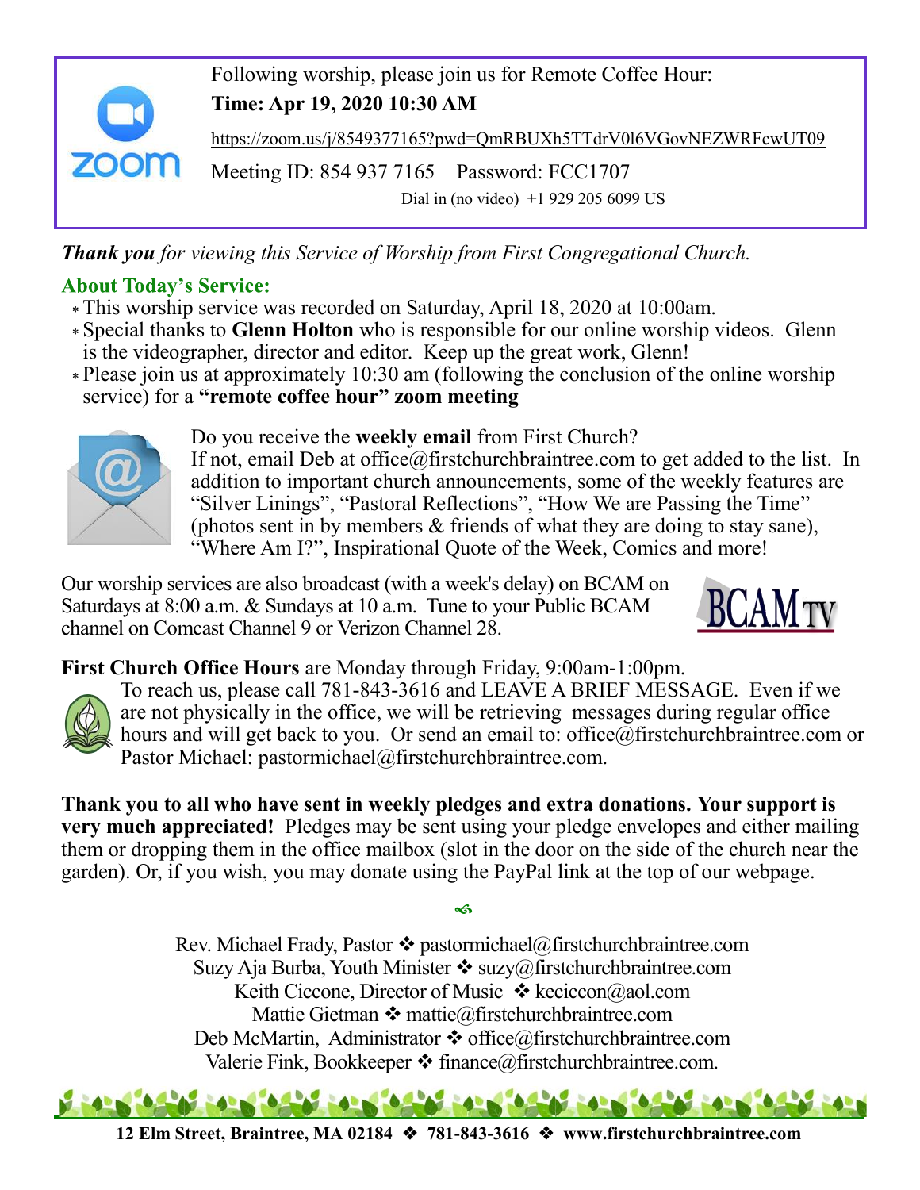Following worship, please join us for Remote Coffee Hour:

**Time: Apr 19, 2020 10:30 AM**

https://zoom.us/j/8549377165?pwd=QmRBUXh5TTdrV0l6VGovNEZWRFcwUT09

Meeting ID: 854 937 7165 Password: FCC1707

Dial in (no video) +1 929 205 6099 US

***Thank you** for viewing this Service of Worship from First Congregational Church.*

## About Today's Service:

- This worship service was recorded on Saturday, April 18, 2020 at 10:00am.
- Special thanks to **Glenn Holton** who is responsible for our online worship videos. Glenn is the videographer, director and editor. Keep up the great work, Glenn!
- Please join us at approximately 10:30 am (following the conclusion of the online worship service) for a **"remote coffee hour" zoom meeting**

Do you receive the **weekly email** from First Church?
If not, email Deb at office@firstchurchbraintree.com to get added to the list. In addition to important church announcements, some of the weekly features are "Silver Linings", "Pastoral Reflections", "How We are Passing the Time" (photos sent in by members & friends of what they are doing to stay sane), "Where Am I?", Inspirational Quote of the Week, Comics and more!

Our worship services are also broadcast (with a week's delay) on BCAM on Saturdays at 8:00 a.m. & Sundays at 10 a.m. Tune to your Public BCAM channel on Comcast Channel 9 or Verizon Channel 28.

**First Church Office Hours** are Monday through Friday, 9:00am-1:00pm.
To reach us, please call 781-843-3616 and LEAVE A BRIEF MESSAGE. Even if we are not physically in the office, we will be retrieving messages during regular office hours and will get back to you. Or send an email to: office@firstchurchbraintree.com or Pastor Michael: pastormichael@firstchurchbraintree.com.

**Thank you to all who have sent in weekly pledges and extra donations. Your support is very much appreciated!** Pledges may be sent using your pledge envelopes and either mailing them or dropping them in the office mailbox (slot in the door on the side of the church near the garden). Or, if you wish, you may donate using the PayPal link at the top of our webpage.

Rev. Michael Frady, Pastor ❖ pastormichael@firstchurchbraintree.com
Suzy Aja Burba, Youth Minister ❖ suzy@firstchurchbraintree.com
Keith Ciccone, Director of Music ❖ keciccon@aol.com
Mattie Gietman ❖ mattie@firstchurchbraintree.com
Deb McMartin, Administrator ❖ office@firstchurchbraintree.com
Valerie Fink, Bookkeeper ❖ finance@firstchurchbraintree.com.

**12 Elm Street, Braintree, MA 02184 ❖ 781-843-3616 ❖ www.firstchurchbraintree.com**